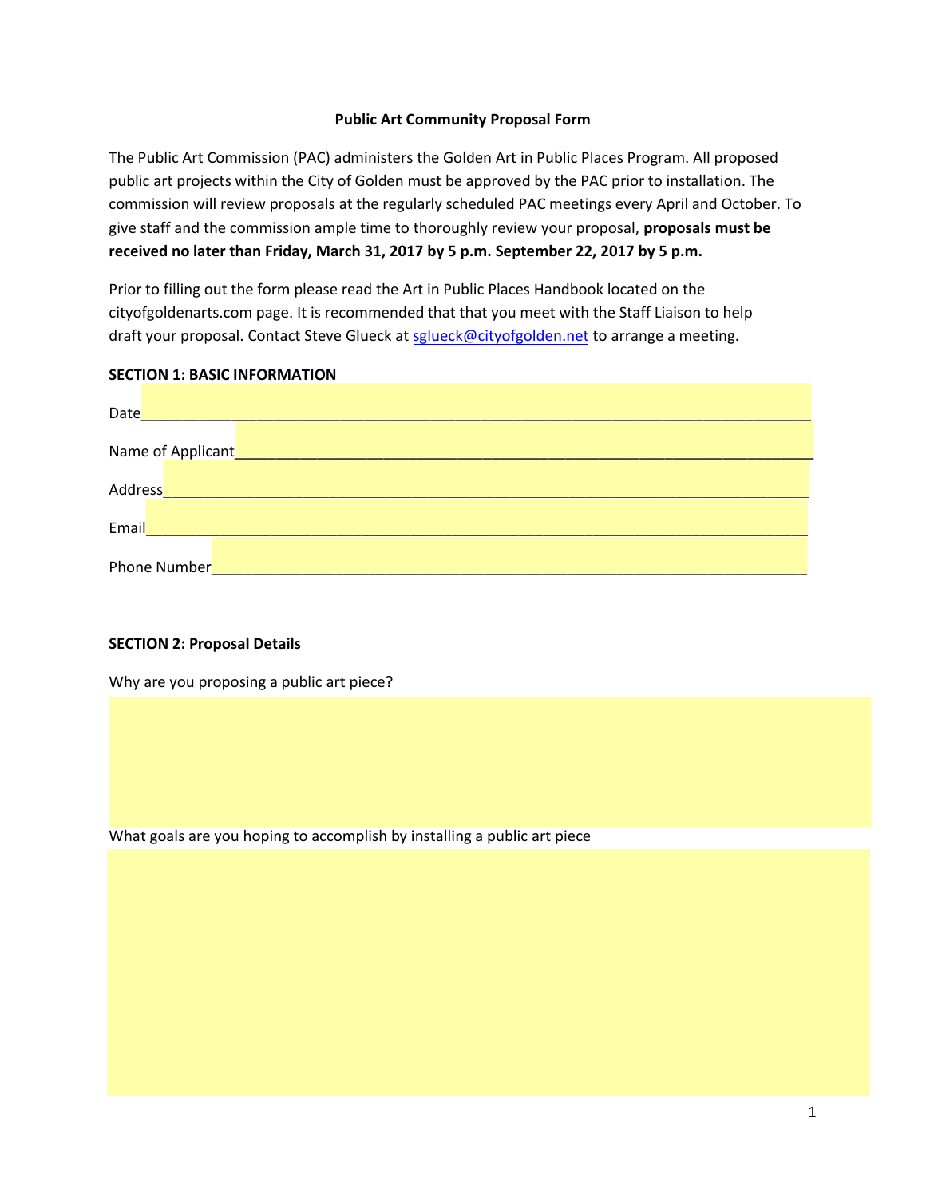# Public Art Community Proposal Form

The Public Art Commission (PAC) administers the Golden Art in Public Places Program. All proposed public art projects within the City of Golden must be approved by the PAC prior to installation. The commission will review proposals at the regularly scheduled PAC meetings every April and October. To give staff and the commission ample time to thoroughly review your proposal, **proposals must be received no later than Friday, March 31, 2017 by 5 p.m. September 22, 2017 by 5 p.m.**

Prior to filling out the form please read the Art in Public Places Handbook located on the cityofgoldenarts.com page. It is recommended that that you meet with the Staff Liaison to help draft your proposal. Contact Steve Glueck at sglueck@cityofgolden.net to arrange a meeting.

**SECTION 1: BASIC INFORMATION**

Date_______________________________________________________________________________

Name of Applicant____________________________________________________________________

Address_____________________________________________________________________________

Email_______________________________________________________________________________

Phone Number_______________________________________________________________________

**SECTION 2: Proposal Details**

Why are you proposing a public art piece?

What goals are you hoping to accomplish by installing a public art piece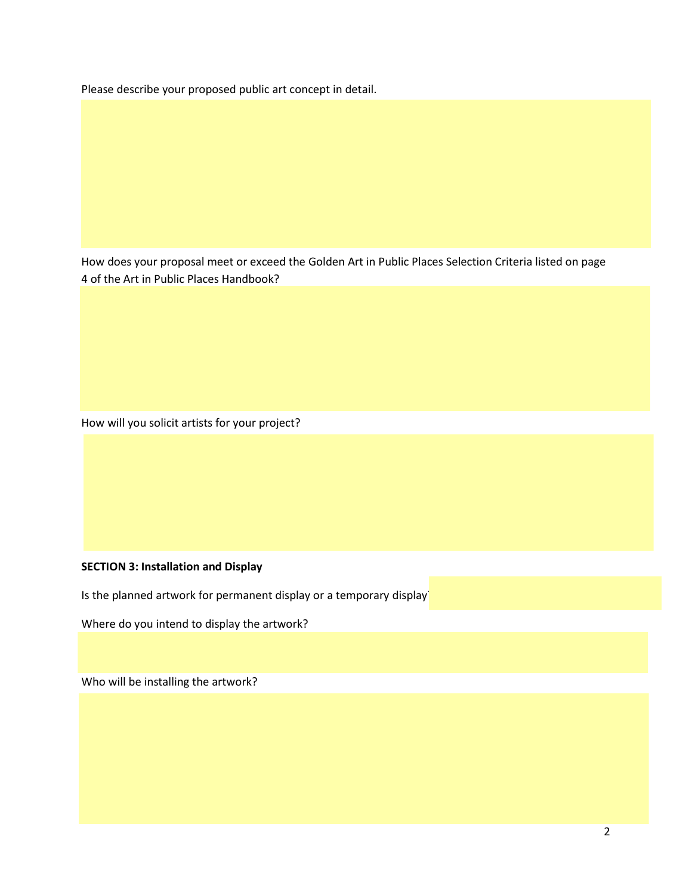Please describe your proposed public art concept in detail.

How does your proposal meet or exceed the Golden Art in Public Places Selection Criteria listed on page 4 of the Art in Public Places Handbook?

How will you solicit artists for your project?

**SECTION 3: Installation and Display**

Is the planned artwork for permanent display or a temporary display?

Where do you intend to display the artwork?

Who will be installing the artwork?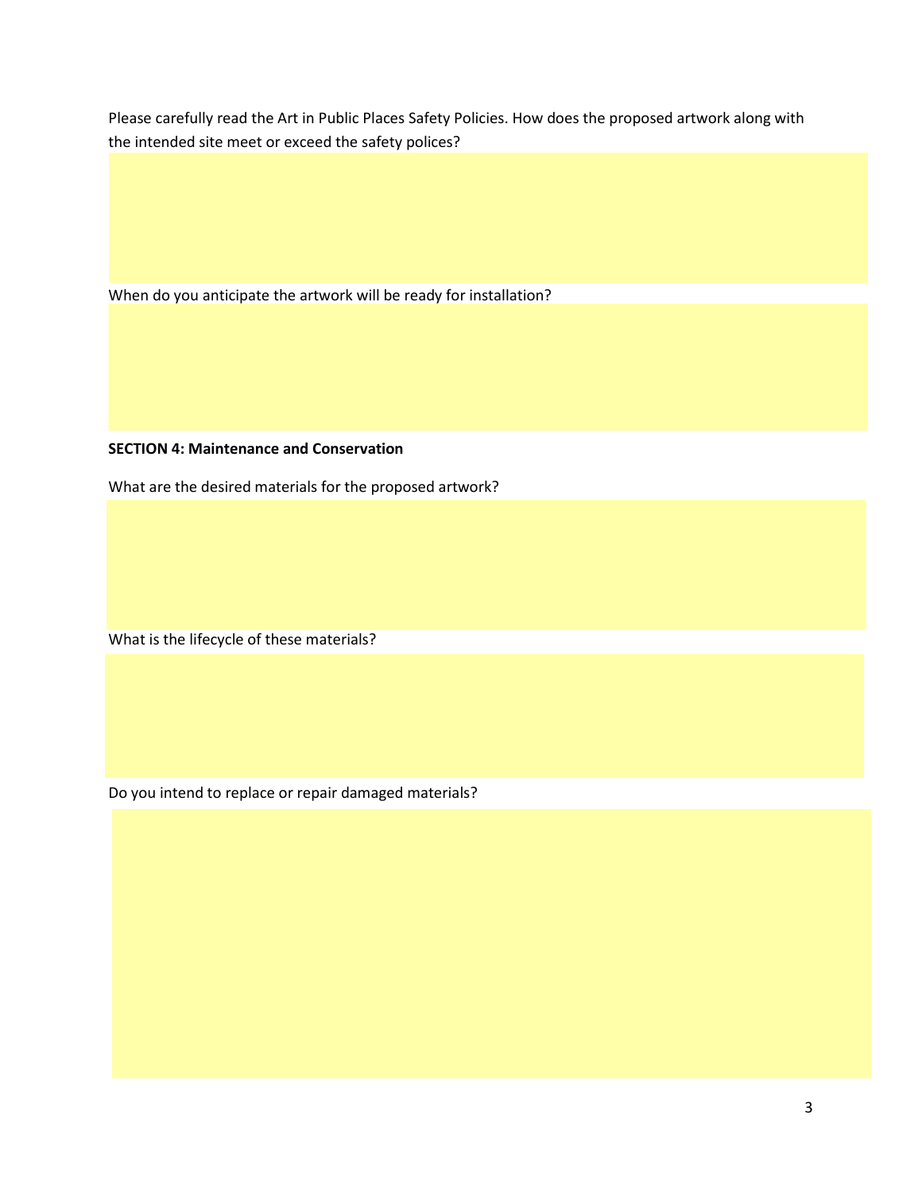Please carefully read the Art in Public Places Safety Policies. How does the proposed artwork along with the intended site meet or exceed the safety polices?

When do you anticipate the artwork will be ready for installation?

**SECTION 4: Maintenance and Conservation**

What are the desired materials for the proposed artwork?

What is the lifecycle of these materials?

Do you intend to replace or repair damaged materials?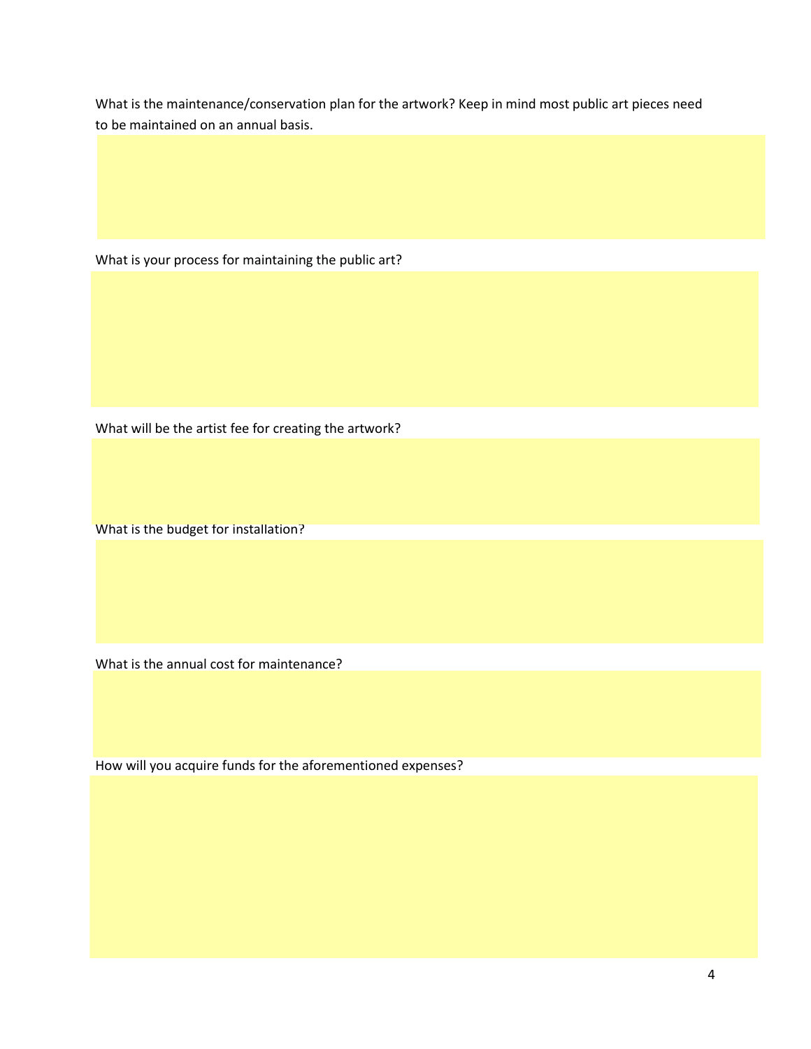What is the maintenance/conservation plan for the artwork? Keep in mind most public art pieces need to be maintained on an annual basis.

What is your process for maintaining the public art?

What will be the artist fee for creating the artwork?

What is the budget for installation?

What is the annual cost for maintenance?

How will you acquire funds for the aforementioned expenses?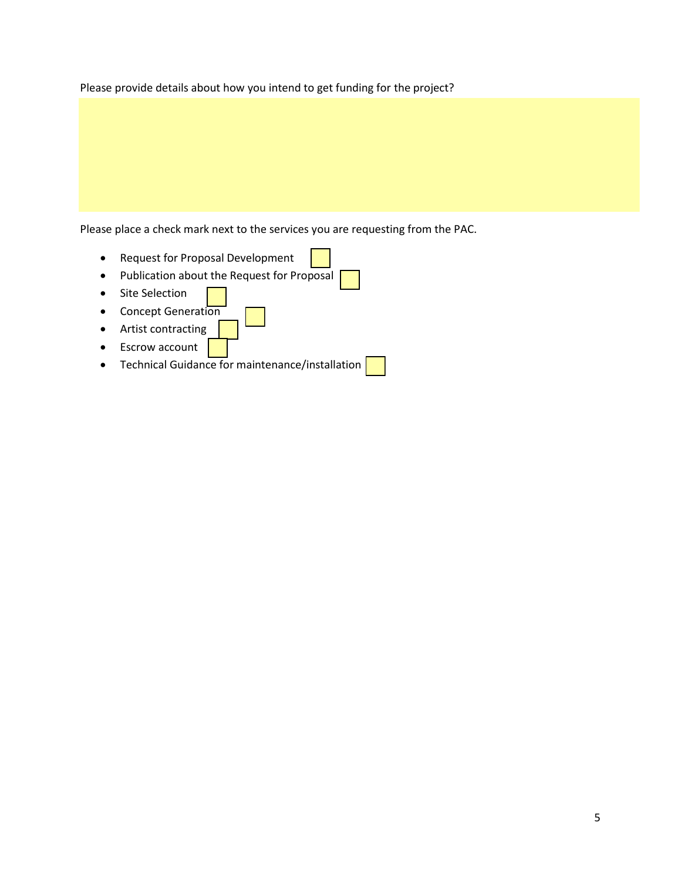Please provide details about how you intend to get funding for the project?

Please place a check mark next to the services you are requesting from the PAC.

- Request for Proposal Development ☐
- Publication about the Request for Proposal ☐
- Site Selection ☐
- Concept Generation ☐
- Artist contracting ☐
- Escrow account ☐
- Technical Guidance for maintenance/installation ☐